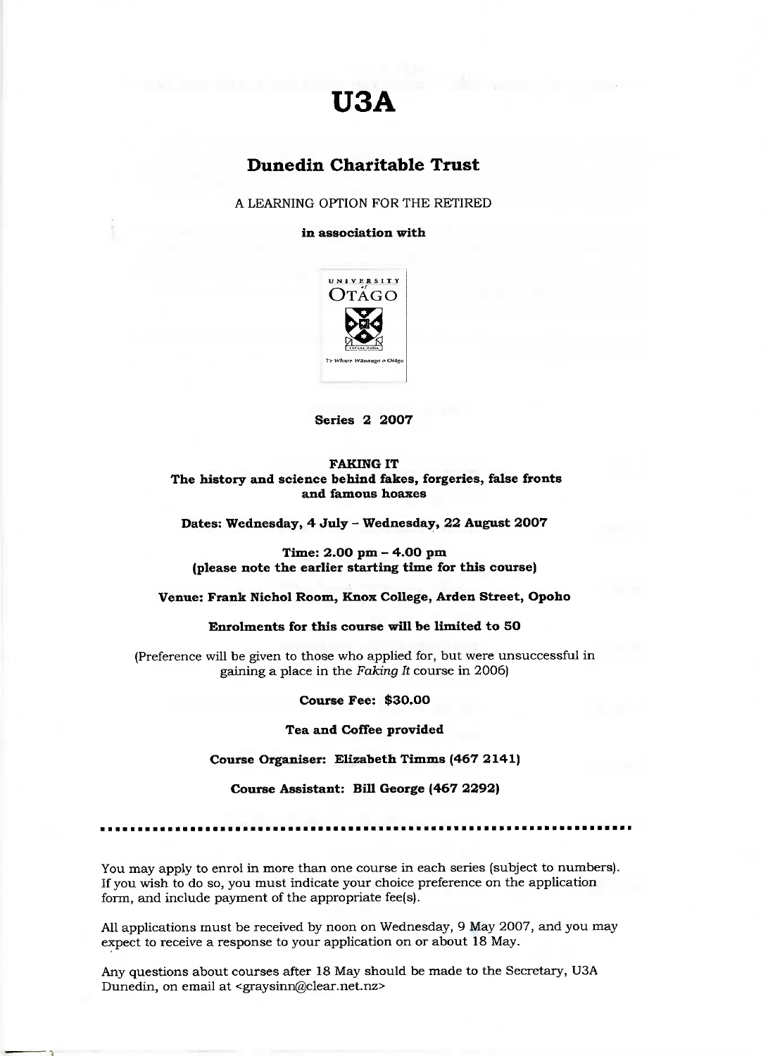# U3A

## Dunedin Charitable Trust

A LEARNING OPTION FOR THE RETIRED

**in association with**

UNIVERSITY of OTAGO

Te Whare Wānanga o Otāgo

**Series 2 2007**

**FAKING IT**
**The history and science behind fakes, forgeries, false fronts and famous hoaxes**

**Dates: Wednesday, 4 July – Wednesday, 22 August 2007**

**Time: 2.00 pm – 4.00 pm**
**(please note the earlier starting time for this course)**

**Venue: Frank Nichol Room, Knox College, Arden Street, Opoho**

**Enrolments for this course will be limited to 50**

(Preference will be given to those who applied for, but were unsuccessful in gaining a place in the *Faking It* course in 2006)

**Course Fee: $30.00**

**Tea and Coffee provided**

**Course Organiser: Elizabeth Timms (467 2141)**

**Course Assistant: Bill George (467 2292)**

---

You may apply to enrol in more than one course in each series (subject to numbers). If you wish to do so, you must indicate your choice preference on the application form, and include payment of the appropriate fee(s).

All applications must be received by noon on Wednesday, 9 May 2007, and you may expect to receive a response to your application on or about 18 May.

Any questions about courses after 18 May should be made to the Secretary, U3A Dunedin, on email at <graysinn@clear.net.nz>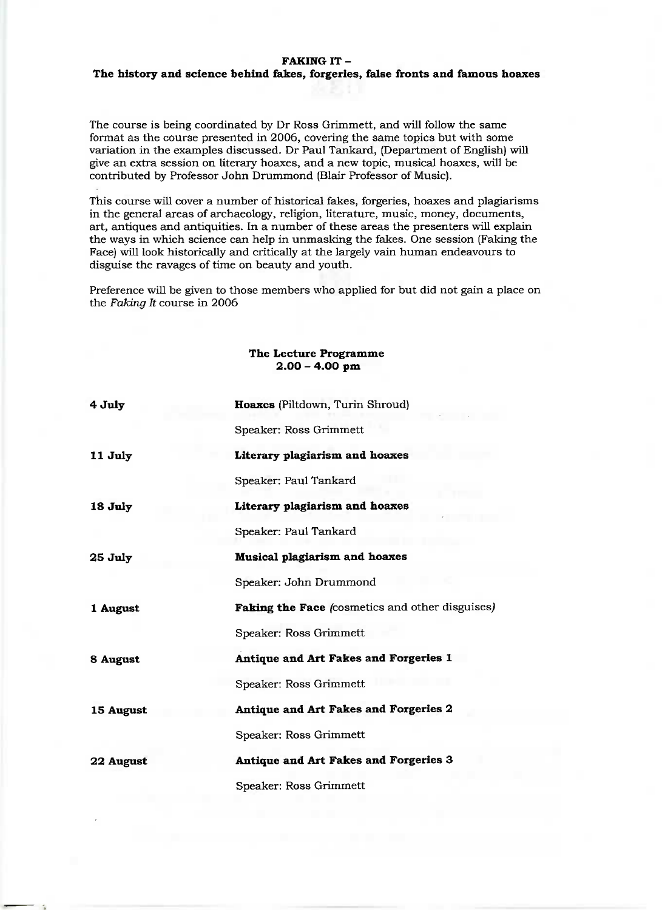**FAKING IT –**
**The history and science behind fakes, forgeries, false fronts and famous hoaxes**

The course is being coordinated by Dr Ross Grimmett, and will follow the same format as the course presented in 2006, covering the same topics but with some variation in the examples discussed. Dr Paul Tankard, (Department of English) will give an extra session on literary hoaxes, and a new topic, musical hoaxes, will be contributed by Professor John Drummond (Blair Professor of Music).

This course will cover a number of historical fakes, forgeries, hoaxes and plagiarisms in the general areas of archaeology, religion, literature, music, money, documents, art, antiques and antiquities. In a number of these areas the presenters will explain the ways in which science can help in unmasking the fakes. One session (Faking the Face) will look historically and critically at the largely vain human endeavours to disguise the ravages of time on beauty and youth.

Preference will be given to those members who applied for but did not gain a place on the *Faking It* course in 2006

**The Lecture Programme**
**2.00 – 4.00 pm**

| | |
|---|---|
| **4 July** | **Hoaxes** (Piltdown, Turin Shroud)<br>Speaker: Ross Grimmett |
| **11 July** | **Literary plagiarism and hoaxes**<br>Speaker: Paul Tankard |
| **18 July** | **Literary plagiarism and hoaxes**<br>Speaker: Paul Tankard |
| **25 July** | **Musical plagiarism and hoaxes**<br>Speaker: John Drummond |
| **1 August** | **Faking the Face** *(cosmetics and other disguises)*<br>Speaker: Ross Grimmett |
| **8 August** | **Antique and Art Fakes and Forgeries 1**<br>Speaker: Ross Grimmett |
| **15 August** | **Antique and Art Fakes and Forgeries 2**<br>Speaker: Ross Grimmett |
| **22 August** | **Antique and Art Fakes and Forgeries 3**<br>Speaker: Ross Grimmett |